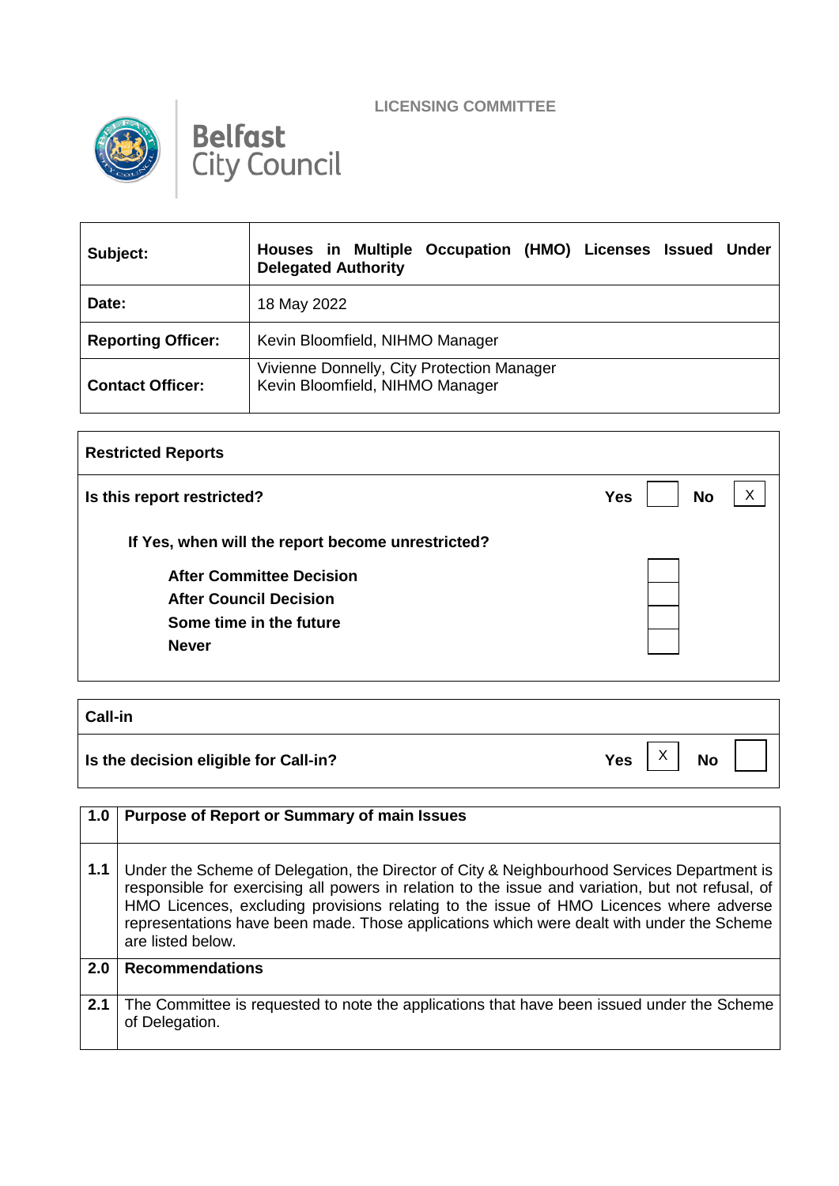LICENSING COMMITTEE

Belfast City Council

| **Subject:** | **Houses in Multiple Occupation (HMO) Licenses Issued Under Delegated Authority** |
|---|---|
| **Date:** | 18 May 2022 |
| **Reporting Officer:** | Kevin Bloomfield, NIHMO Manager |
| **Contact Officer:** | Vivienne Donnelly, City Protection Manager<br>Kevin Bloomfield, NIHMO Manager |

| **Restricted Reports** | | | | |
|---|---|---|---|---|
| **Is this report restricted?** | **Yes** | | **No** | X |
| **If Yes, when will the report become unrestricted?** | | | | |
| **After Committee Decision** | | | | |
| **After Council Decision** | | | | |
| **Some time in the future** | | | | |
| **Never** | | | | |

| **Call-in** | | | | |
|---|---|---|---|---|
| **Is the decision eligible for Call-in?** | **Yes** | X | **No** | |

| | |
|---|---|
| **1.0** | **Purpose of Report or Summary of main Issues** |
| **1.1** | Under the Scheme of Delegation, the Director of City & Neighbourhood Services Department is responsible for exercising all powers in relation to the issue and variation, but not refusal, of HMO Licences, excluding provisions relating to the issue of HMO Licences where adverse representations have been made. Those applications which were dealt with under the Scheme are listed below. |
| **2.0** | **Recommendations** |
| **2.1** | The Committee is requested to note the applications that have been issued under the Scheme of Delegation. |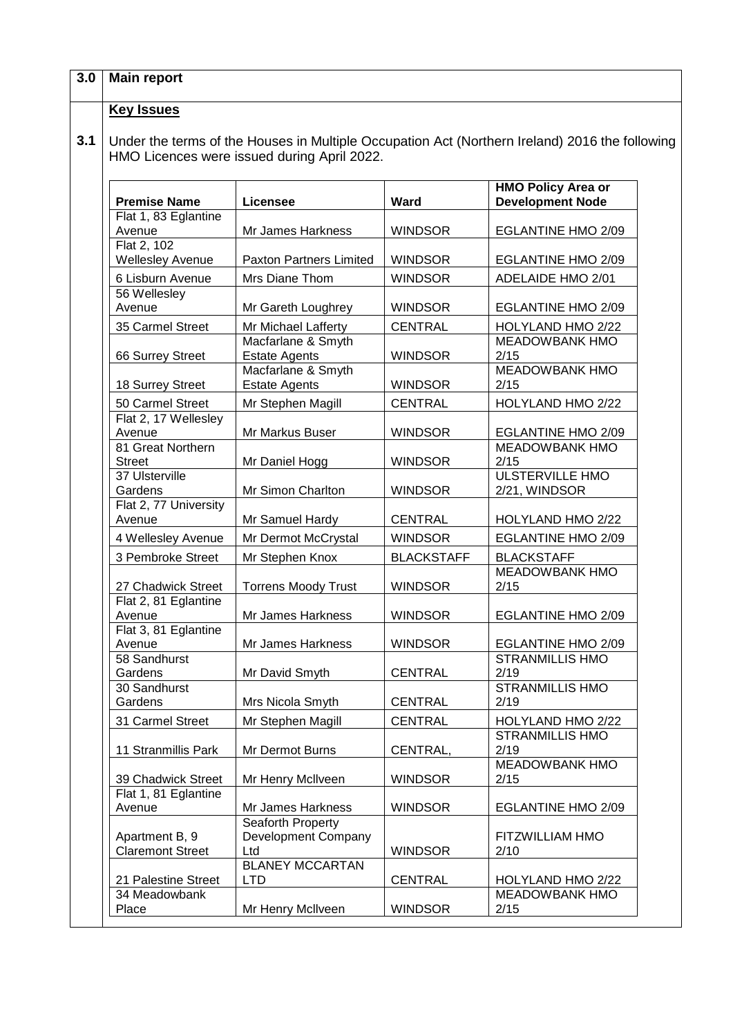## 3.0 Main report

### Key Issues

**3.1** Under the terms of the Houses in Multiple Occupation Act (Northern Ireland) 2016 the following HMO Licences were issued during April 2022.

| Premise Name | Licensee | Ward | HMO Policy Area or Development Node |
|---|---|---|---|
| Flat 1, 83 Eglantine Avenue | Mr James Harkness | WINDSOR | EGLANTINE HMO 2/09 |
| Flat 2, 102 Wellesley Avenue | Paxton Partners Limited | WINDSOR | EGLANTINE HMO 2/09 |
| 6 Lisburn Avenue | Mrs Diane Thom | WINDSOR | ADELAIDE HMO 2/01 |
| 56 Wellesley Avenue | Mr Gareth Loughrey | WINDSOR | EGLANTINE HMO 2/09 |
| 35 Carmel Street | Mr Michael Lafferty | CENTRAL | HOLYLAND HMO 2/22 |
| 66 Surrey Street | Macfarlane & Smyth Estate Agents | WINDSOR | MEADOWBANK HMO 2/15 |
| 18 Surrey Street | Macfarlane & Smyth Estate Agents | WINDSOR | MEADOWBANK HMO 2/15 |
| 50 Carmel Street | Mr Stephen Magill | CENTRAL | HOLYLAND HMO 2/22 |
| Flat 2, 17 Wellesley Avenue | Mr Markus Buser | WINDSOR | EGLANTINE HMO 2/09 |
| 81 Great Northern Street | Mr Daniel Hogg | WINDSOR | MEADOWBANK HMO 2/15 |
| 37 Ulsterville Gardens | Mr Simon Charlton | WINDSOR | ULSTERVILLE HMO 2/21, WINDSOR |
| Flat 2, 77 University Avenue | Mr Samuel Hardy | CENTRAL | HOLYLAND HMO 2/22 |
| 4 Wellesley Avenue | Mr Dermot McCrystal | WINDSOR | EGLANTINE HMO 2/09 |
| 3 Pembroke Street | Mr Stephen Knox | BLACKSTAFF | BLACKSTAFF |
| 27 Chadwick Street | Torrens Moody Trust | WINDSOR | MEADOWBANK HMO 2/15 |
| Flat 2, 81 Eglantine Avenue | Mr James Harkness | WINDSOR | EGLANTINE HMO 2/09 |
| Flat 3, 81 Eglantine Avenue | Mr James Harkness | WINDSOR | EGLANTINE HMO 2/09 |
| 58 Sandhurst Gardens | Mr David Smyth | CENTRAL | STRANMILLIS HMO 2/19 |
| 30 Sandhurst Gardens | Mrs Nicola Smyth | CENTRAL | STRANMILLIS HMO 2/19 |
| 31 Carmel Street | Mr Stephen Magill | CENTRAL | HOLYLAND HMO 2/22 |
| 11 Stranmillis Park | Mr Dermot Burns | CENTRAL, | STRANMILLIS HMO 2/19 |
| 39 Chadwick Street | Mr Henry McIlveen | WINDSOR | MEADOWBANK HMO 2/15 |
| Flat 1, 81 Eglantine Avenue | Mr James Harkness | WINDSOR | EGLANTINE HMO 2/09 |
| Apartment B, 9 Claremont Street | Seaforth Property Development Company Ltd | WINDSOR | FITZWILLIAM HMO 2/10 |
| 21 Palestine Street | BLANEY MCCARTAN LTD | CENTRAL | HOLYLAND HMO 2/22 |
| 34 Meadowbank Place | Mr Henry McIlveen | WINDSOR | MEADOWBANK HMO 2/15 |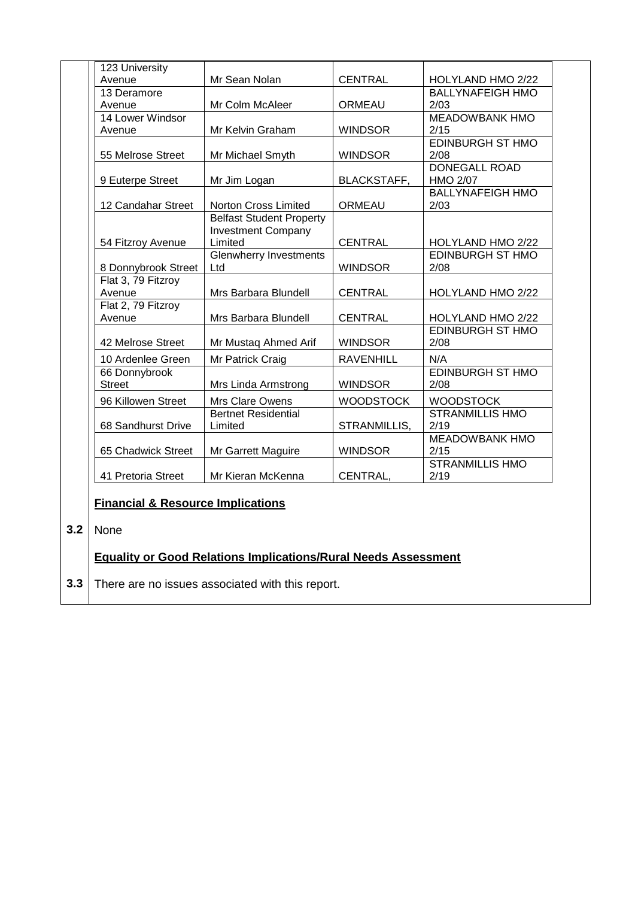| | | | |
|---|---|---|---|
| 123 University Avenue | Mr Sean Nolan | CENTRAL | HOLYLAND HMO 2/22 |
| 13 Deramore Avenue | Mr Colm McAleer | ORMEAU | BALLYNAFEIGH HMO 2/03 |
| 14 Lower Windsor Avenue | Mr Kelvin Graham | WINDSOR | MEADOWBANK HMO 2/15 |
| 55 Melrose Street | Mr Michael Smyth | WINDSOR | EDINBURGH ST HMO 2/08 |
| 9 Euterpe Street | Mr Jim Logan | BLACKSTAFF, | DONEGALL ROAD HMO 2/07 |
| 12 Candahar Street | Norton Cross Limited | ORMEAU | BALLYNAFEIGH HMO 2/03 |
| 54 Fitzroy Avenue | Belfast Student Property Investment Company Limited | CENTRAL | HOLYLAND HMO 2/22 |
| 8 Donnybrook Street | Glenwherry Investments Ltd | WINDSOR | EDINBURGH ST HMO 2/08 |
| Flat 3, 79 Fitzroy Avenue | Mrs Barbara Blundell | CENTRAL | HOLYLAND HMO 2/22 |
| Flat 2, 79 Fitzroy Avenue | Mrs Barbara Blundell | CENTRAL | HOLYLAND HMO 2/22 |
| 42 Melrose Street | Mr Mustaq Ahmed Arif | WINDSOR | EDINBURGH ST HMO 2/08 |
| 10 Ardenlee Green | Mr Patrick Craig | RAVENHILL | N/A |
| 66 Donnybrook Street | Mrs Linda Armstrong | WINDSOR | EDINBURGH ST HMO 2/08 |
| 96 Killowen Street | Mrs Clare Owens | WOODSTOCK | WOODSTOCK |
| 68 Sandhurst Drive | Bertnet Residential Limited | STRANMILLIS, | STRANMILLIS HMO 2/19 |
| 65 Chadwick Street | Mr Garrett Maguire | WINDSOR | MEADOWBANK HMO 2/15 |
| 41 Pretoria Street | Mr Kieran McKenna | CENTRAL, | STRANMILLIS HMO 2/19 |

**Financial & Resource Implications**

3.2 None

**Equality or Good Relations Implications/Rural Needs Assessment**

3.3 There are no issues associated with this report.